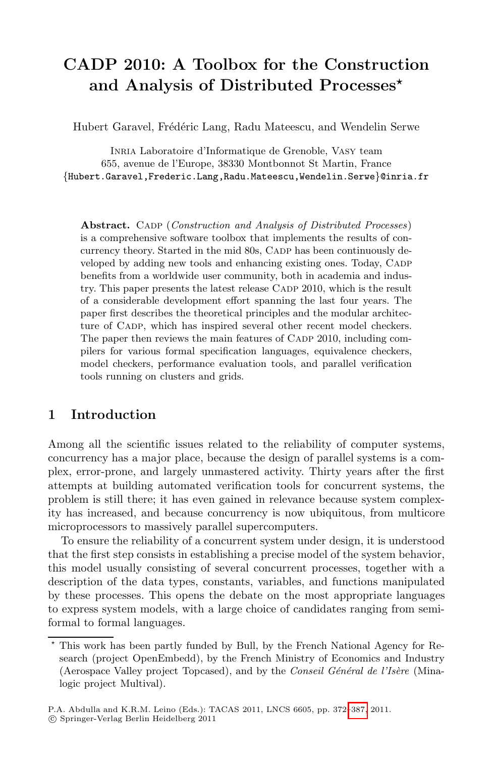# CADP 2010: A Toolbox for the Construction and Analysis of Distributed Processes*

Hubert Garavel, Frédéric Lang, Radu Mateescu, and Wendelin Serwe

INRIA Laboratoire d'Informatique de Grenoble, VASY team
655, avenue de l'Europe, 38330 Montbonnot St Martin, France
{Hubert.Garavel,Frederic.Lang,Radu.Mateescu,Wendelin.Serwe}@inria.fr

**Abstract.** CADP (*Construction and Analysis of Distributed Processes*) is a comprehensive software toolbox that implements the results of concurrency theory. Started in the mid 80s, CADP has been continuously developed by adding new tools and enhancing existing ones. Today, CADP benefits from a worldwide user community, both in academia and industry. This paper presents the latest release CADP 2010, which is the result of a considerable development effort spanning the last four years. The paper first describes the theoretical principles and the modular architecture of CADP, which has inspired several other recent model checkers. The paper then reviews the main features of CADP 2010, including compilers for various formal specification languages, equivalence checkers, model checkers, performance evaluation tools, and parallel verification tools running on clusters and grids.

## 1 Introduction

Among all the scientific issues related to the reliability of computer systems, concurrency has a major place, because the design of parallel systems is a complex, error-prone, and largely unmastered activity. Thirty years after the first attempts at building automated verification tools for concurrent systems, the problem is still there; it has even gained in relevance because system complexity has increased, and because concurrency is now ubiquitous, from multicore microprocessors to massively parallel supercomputers.

To ensure the reliability of a concurrent system under design, it is understood that the first step consists in establishing a precise model of the system behavior, this model usually consisting of several concurrent processes, together with a description of the data types, constants, variables, and functions manipulated by these processes. This opens the debate on the most appropriate languages to express system models, with a large choice of candidates ranging from semi-formal to formal languages.

* This work has been partly funded by Bull, by the French National Agency for Research (project OpenEmbedd), by the French Ministry of Economics and Industry (Aerospace Valley project Topcased), and by the *Conseil Général de l'Isère* (Minalogic project Multival).

P.A. Abdulla and K.R.M. Leino (Eds.): TACAS 2011, LNCS 6605, pp. 372–387, 2011.
© Springer-Verlag Berlin Heidelberg 2011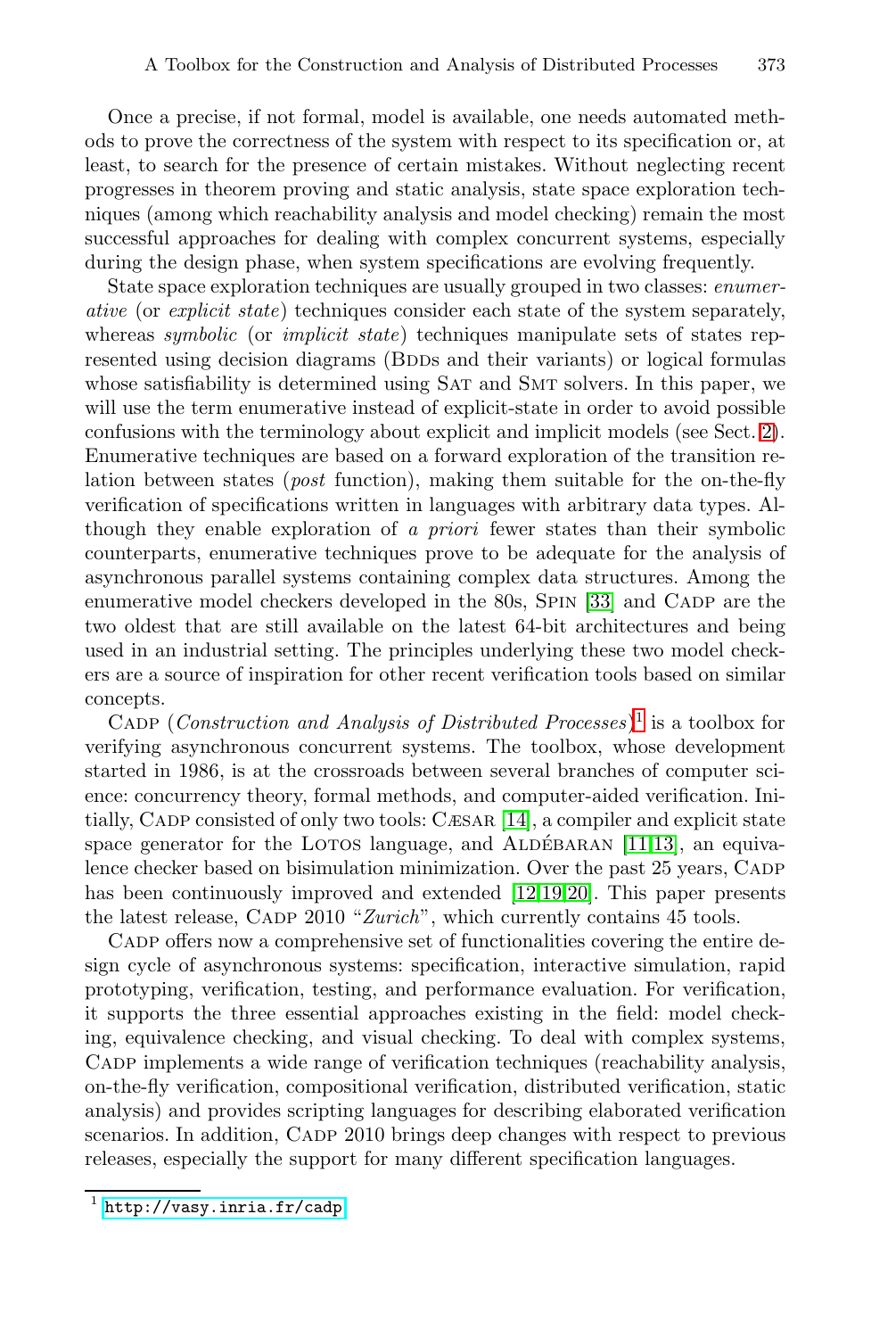Once a precise, if not formal, model is available, one needs automated methods to prove the correctness of the system with respect to its specification or, at least, to search for the presence of certain mistakes. Without neglecting recent progresses in theorem proving and static analysis, state space exploration techniques (among which reachability analysis and model checking) remain the most successful approaches for dealing with complex concurrent systems, especially during the design phase, when system specifications are evolving frequently.

State space exploration techniques are usually grouped in two classes: *enumerative* (or *explicit state*) techniques consider each state of the system separately, whereas *symbolic* (or *implicit state*) techniques manipulate sets of states represented using decision diagrams (BDDs and their variants) or logical formulas whose satisfiability is determined using SAT and SMT solvers. In this paper, we will use the term enumerative instead of explicit-state in order to avoid possible confusions with the terminology about explicit and implicit models (see Sect. 2). Enumerative techniques are based on a forward exploration of the transition relation between states (*post* function), making them suitable for the on-the-fly verification of specifications written in languages with arbitrary data types. Although they enable exploration of *a priori* fewer states than their symbolic counterparts, enumerative techniques prove to be adequate for the analysis of asynchronous parallel systems containing complex data structures. Among the enumerative model checkers developed in the 80s, SPIN [33] and CADP are the two oldest that are still available on the latest 64-bit architectures and being used in an industrial setting. The principles underlying these two model checkers are a source of inspiration for other recent verification tools based on similar concepts.

CADP (*Construction and Analysis of Distributed Processes*)[1] is a toolbox for verifying asynchronous concurrent systems. The toolbox, whose development started in 1986, is at the crossroads between several branches of computer science: concurrency theory, formal methods, and computer-aided verification. Initially, CADP consisted of only two tools: CÆSAR [14], a compiler and explicit state space generator for the LOTOS language, and ALDÉBARAN [11,13], an equivalence checker based on bisimulation minimization. Over the past 25 years, CADP has been continuously improved and extended [12,19,20]. This paper presents the latest release, CADP 2010 "*Zurich*", which currently contains 45 tools.

CADP offers now a comprehensive set of functionalities covering the entire design cycle of asynchronous systems: specification, interactive simulation, rapid prototyping, verification, testing, and performance evaluation. For verification, it supports the three essential approaches existing in the field: model checking, equivalence checking, and visual checking. To deal with complex systems, CADP implements a wide range of verification techniques (reachability analysis, on-the-fly verification, compositional verification, distributed verification, static analysis) and provides scripting languages for describing elaborated verification scenarios. In addition, CADP 2010 brings deep changes with respect to previous releases, especially the support for many different specification languages.

[1] http://vasy.inria.fr/cadp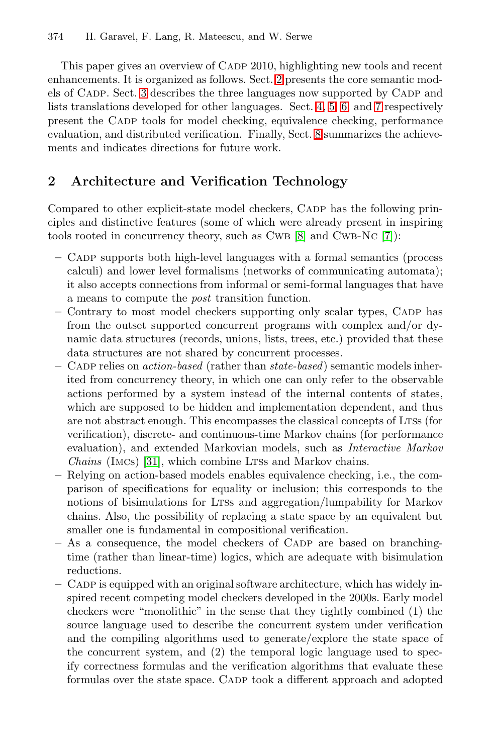This paper gives an overview of CADP 2010, highlighting new tools and recent enhancements. It is organized as follows. Sect. 2 presents the core semantic models of CADP. Sect. 3 describes the three languages now supported by CADP and lists translations developed for other languages. Sect. 4, 5, 6, and 7 respectively present the CADP tools for model checking, equivalence checking, performance evaluation, and distributed verification. Finally, Sect. 8 summarizes the achievements and indicates directions for future work.

## 2 Architecture and Verification Technology

Compared to other explicit-state model checkers, CADP has the following principles and distinctive features (some of which were already present in inspiring tools rooted in concurrency theory, such as CWB [8] and CWB-NC [7]):

- CADP supports both high-level languages with a formal semantics (process calculi) and lower level formalisms (networks of communicating automata); it also accepts connections from informal or semi-formal languages that have a means to compute the *post* transition function.
- Contrary to most model checkers supporting only scalar types, CADP has from the outset supported concurrent programs with complex and/or dynamic data structures (records, unions, lists, trees, etc.) provided that these data structures are not shared by concurrent processes.
- CADP relies on *action-based* (rather than *state-based*) semantic models inherited from concurrency theory, in which one can only refer to the observable actions performed by a system instead of the internal contents of states, which are supposed to be hidden and implementation dependent, and thus are not abstract enough. This encompasses the classical concepts of LTSs (for verification), discrete- and continuous-time Markov chains (for performance evaluation), and extended Markovian models, such as *Interactive Markov Chains* (IMCs) [31], which combine LTSs and Markov chains.
- Relying on action-based models enables equivalence checking, i.e., the comparison of specifications for equality or inclusion; this corresponds to the notions of bisimulations for LTSs and aggregation/lumpability for Markov chains. Also, the possibility of replacing a state space by an equivalent but smaller one is fundamental in compositional verification.
- As a consequence, the model checkers of CADP are based on branching-time (rather than linear-time) logics, which are adequate with bisimulation reductions.
- CADP is equipped with an original software architecture, which has widely inspired recent competing model checkers developed in the 2000s. Early model checkers were "monolithic" in the sense that they tightly combined (1) the source language used to describe the concurrent system under verification and the compiling algorithms used to generate/explore the state space of the concurrent system, and (2) the temporal logic language used to specify correctness formulas and the verification algorithms that evaluate these formulas over the state space. CADP took a different approach and adopted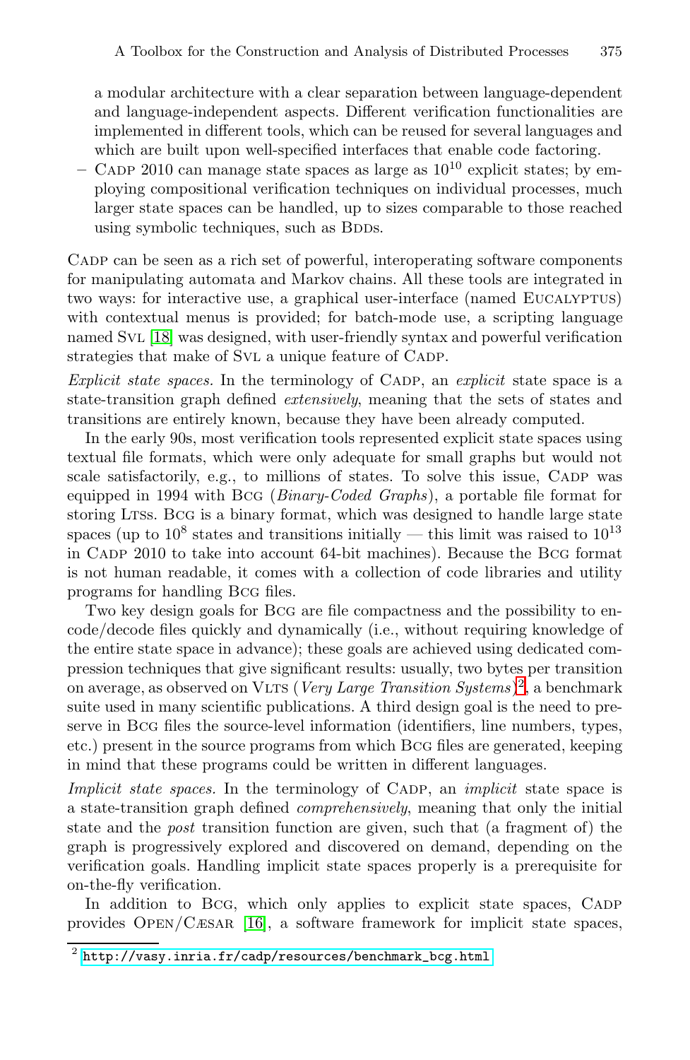a modular architecture with a clear separation between language-dependent and language-independent aspects. Different verification functionalities are implemented in different tools, which can be reused for several languages and which are built upon well-specified interfaces that enable code factoring.

– CADP 2010 can manage state spaces as large as $10^{10}$ explicit states; by employing compositional verification techniques on individual processes, much larger state spaces can be handled, up to sizes comparable to those reached using symbolic techniques, such as BDDs.

CADP can be seen as a rich set of powerful, interoperating software components for manipulating automata and Markov chains. All these tools are integrated in two ways: for interactive use, a graphical user-interface (named EUCALYPTUS) with contextual menus is provided; for batch-mode use, a scripting language named SVL [18] was designed, with user-friendly syntax and powerful verification strategies that make of SVL a unique feature of CADP.

*Explicit state spaces.* In the terminology of CADP, an *explicit* state space is a state-transition graph defined *extensively*, meaning that the sets of states and transitions are entirely known, because they have been already computed.

In the early 90s, most verification tools represented explicit state spaces using textual file formats, which were only adequate for small graphs but would not scale satisfactorily, e.g., to millions of states. To solve this issue, CADP was equipped in 1994 with BCG (*Binary-Coded Graphs*), a portable file format for storing LTSs. BCG is a binary format, which was designed to handle large state spaces (up to $10^8$ states and transitions initially — this limit was raised to $10^{13}$ in CADP 2010 to take into account 64-bit machines). Because the BCG format is not human readable, it comes with a collection of code libraries and utility programs for handling BCG files.

Two key design goals for BCG are file compactness and the possibility to encode/decode files quickly and dynamically (i.e., without requiring knowledge of the entire state space in advance); these goals are achieved using dedicated compression techniques that give significant results: usually, two bytes per transition on average, as observed on VLTS (*Very Large Transition Systems*)[2], a benchmark suite used in many scientific publications. A third design goal is the need to preserve in BCG files the source-level information (identifiers, line numbers, types, etc.) present in the source programs from which BCG files are generated, keeping in mind that these programs could be written in different languages.

*Implicit state spaces.* In the terminology of CADP, an *implicit* state space is a state-transition graph defined *comprehensively*, meaning that only the initial state and the *post* transition function are given, such that (a fragment of) the graph is progressively explored and discovered on demand, depending on the verification goals. Handling implicit state spaces properly is a prerequisite for on-the-fly verification.

In addition to BCG, which only applies to explicit state spaces, CADP provides OPEN/CÆSAR [16], a software framework for implicit state spaces,

[2] http://vasy.inria.fr/cadp/resources/benchmark_bcg.html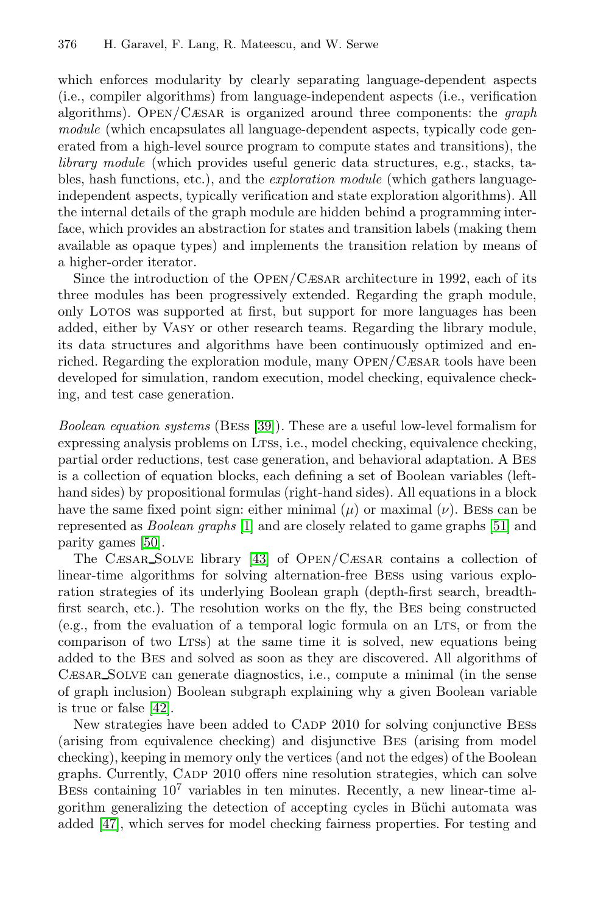which enforces modularity by clearly separating language-dependent aspects (i.e., compiler algorithms) from language-independent aspects (i.e., verification algorithms). Open/Cæsar is organized around three components: the *graph module* (which encapsulates all language-dependent aspects, typically code generated from a high-level source program to compute states and transitions), the *library module* (which provides useful generic data structures, e.g., stacks, tables, hash functions, etc.), and the *exploration module* (which gathers language-independent aspects, typically verification and state exploration algorithms). All the internal details of the graph module are hidden behind a programming interface, which provides an abstraction for states and transition labels (making them available as opaque types) and implements the transition relation by means of a higher-order iterator.

Since the introduction of the Open/Cæsar architecture in 1992, each of its three modules has been progressively extended. Regarding the graph module, only Lotos was supported at first, but support for more languages has been added, either by Vasy or other research teams. Regarding the library module, its data structures and algorithms have been continuously optimized and enriched. Regarding the exploration module, many Open/Cæsar tools have been developed for simulation, random execution, model checking, equivalence checking, and test case generation.

*Boolean equation systems* (Bess [39]). These are a useful low-level formalism for expressing analysis problems on Ltss, i.e., model checking, equivalence checking, partial order reductions, test case generation, and behavioral adaptation. A Bes is a collection of equation blocks, each defining a set of Boolean variables (left-hand sides) by propositional formulas (right-hand sides). All equations in a block have the same fixed point sign: either minimal ($\mu$) or maximal ($\nu$). Bess can be represented as *Boolean graphs* [1] and are closely related to game graphs [51] and parity games [50].

The Cæsar_Solve library [43] of Open/Cæsar contains a collection of linear-time algorithms for solving alternation-free Bess using various exploration strategies of its underlying Boolean graph (depth-first search, breadth-first search, etc.). The resolution works on the fly, the Bes being constructed (e.g., from the evaluation of a temporal logic formula on an Lts, or from the comparison of two Ltss) at the same time it is solved, new equations being added to the Bes and solved as soon as they are discovered. All algorithms of Cæsar_Solve can generate diagnostics, i.e., compute a minimal (in the sense of graph inclusion) Boolean subgraph explaining why a given Boolean variable is true or false [42].

New strategies have been added to Cadp 2010 for solving conjunctive Bess (arising from equivalence checking) and disjunctive Bes (arising from model checking), keeping in memory only the vertices (and not the edges) of the Boolean graphs. Currently, Cadp 2010 offers nine resolution strategies, which can solve Bess containing $10^7$ variables in ten minutes. Recently, a new linear-time algorithm generalizing the detection of accepting cycles in Büchi automata was added [47], which serves for model checking fairness properties. For testing and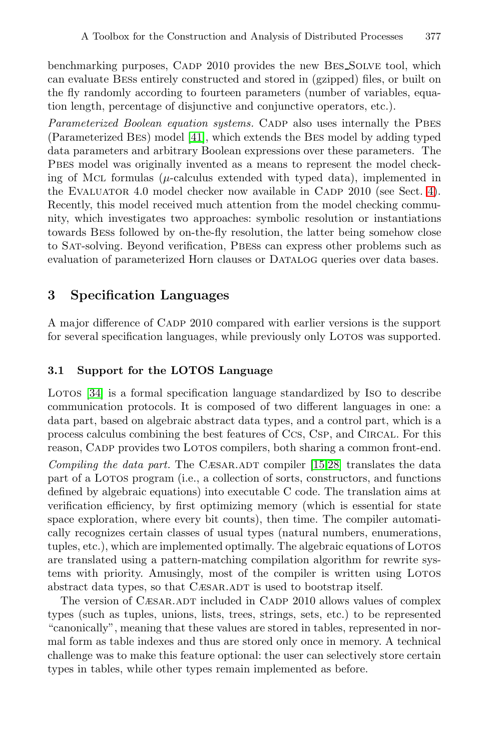benchmarking purposes, CADP 2010 provides the new BES_SOLVE tool, which can evaluate BESs entirely constructed and stored in (gzipped) files, or built on the fly randomly according to fourteen parameters (number of variables, equation length, percentage of disjunctive and conjunctive operators, etc.).

*Parameterized Boolean equation systems.* CADP also uses internally the PBES (Parameterized BES) model [41], which extends the BES model by adding typed data parameters and arbitrary Boolean expressions over these parameters. The PBES model was originally invented as a means to represent the model checking of MCL formulas ($\mu$-calculus extended with typed data), implemented in the EVALUATOR 4.0 model checker now available in CADP 2010 (see Sect. 4). Recently, this model received much attention from the model checking community, which investigates two approaches: symbolic resolution or instantiations towards BESs followed by on-the-fly resolution, the latter being somehow close to SAT-solving. Beyond verification, PBESs can express other problems such as evaluation of parameterized Horn clauses or DATALOG queries over data bases.

## 3 Specification Languages

A major difference of CADP 2010 compared with earlier versions is the support for several specification languages, while previously only LOTOS was supported.

### 3.1 Support for the LOTOS Language

LOTOS [34] is a formal specification language standardized by ISO to describe communication protocols. It is composed of two different languages in one: a data part, based on algebraic abstract data types, and a control part, which is a process calculus combining the best features of CCS, CSP, and CIRCAL. For this reason, CADP provides two LOTOS compilers, both sharing a common front-end.

*Compiling the data part.* The CÆSAR.ADT compiler [15,28] translates the data part of a LOTOS program (i.e., a collection of sorts, constructors, and functions defined by algebraic equations) into executable C code. The translation aims at verification efficiency, by first optimizing memory (which is essential for state space exploration, where every bit counts), then time. The compiler automatically recognizes certain classes of usual types (natural numbers, enumerations, tuples, etc.), which are implemented optimally. The algebraic equations of LOTOS are translated using a pattern-matching compilation algorithm for rewrite systems with priority. Amusingly, most of the compiler is written using LOTOS abstract data types, so that CÆSAR.ADT is used to bootstrap itself.

The version of CÆSAR.ADT included in CADP 2010 allows values of complex types (such as tuples, unions, lists, trees, strings, sets, etc.) to be represented "canonically", meaning that these values are stored in tables, represented in normal form as table indexes and thus are stored only once in memory. A technical challenge was to make this feature optional: the user can selectively store certain types in tables, while other types remain implemented as before.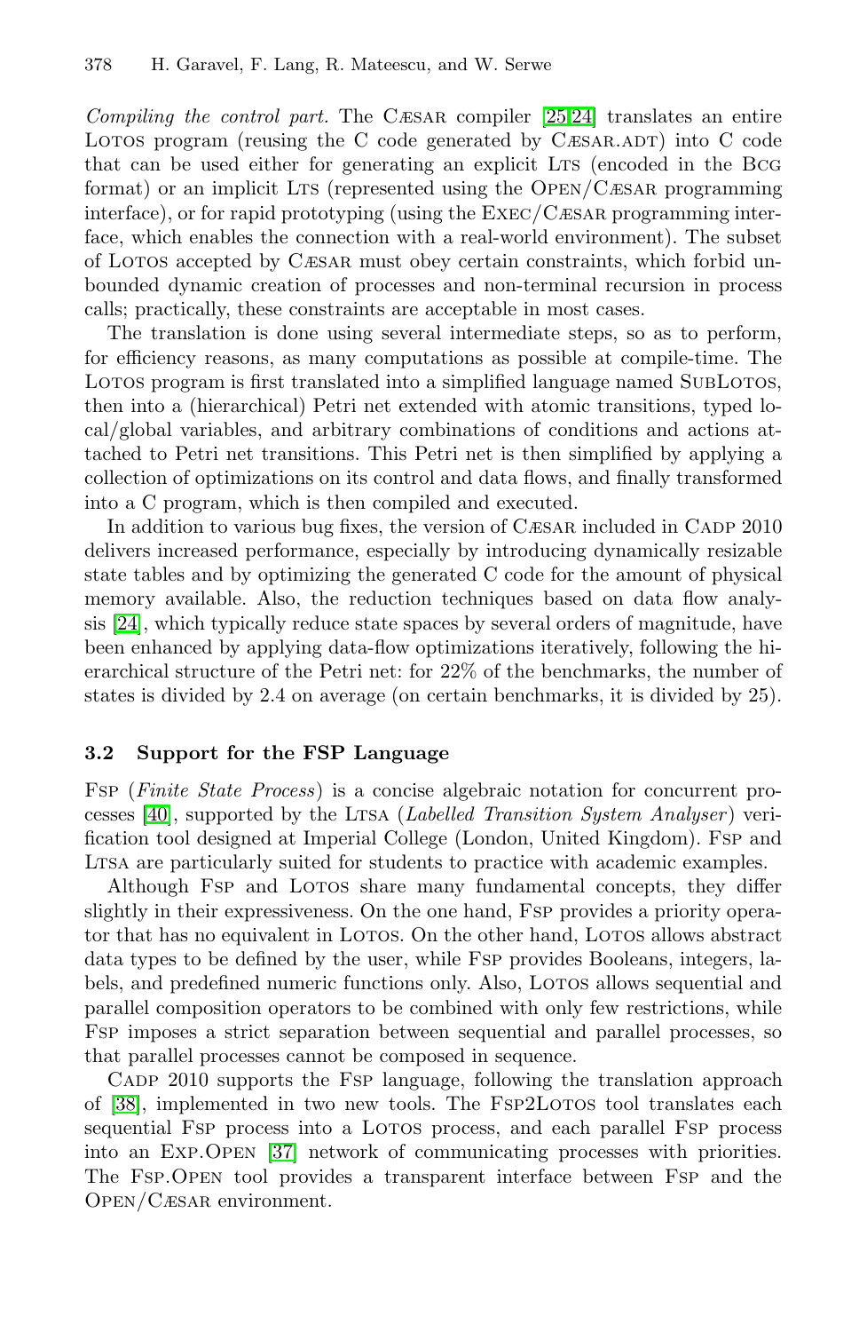*Compiling the control part.* The CÆSAR compiler [25,24] translates an entire LOTOS program (reusing the C code generated by CÆSAR.ADT) into C code that can be used either for generating an explicit LTS (encoded in the BCG format) or an implicit LTS (represented using the OPEN/CÆSAR programming interface), or for rapid prototyping (using the EXEC/CÆSAR programming interface, which enables the connection with a real-world environment). The subset of LOTOS accepted by CÆSAR must obey certain constraints, which forbid unbounded dynamic creation of processes and non-terminal recursion in process calls; practically, these constraints are acceptable in most cases.

The translation is done using several intermediate steps, so as to perform, for efficiency reasons, as many computations as possible at compile-time. The LOTOS program is first translated into a simplified language named SUBLOTOS, then into a (hierarchical) Petri net extended with atomic transitions, typed local/global variables, and arbitrary combinations of conditions and actions attached to Petri net transitions. This Petri net is then simplified by applying a collection of optimizations on its control and data flows, and finally transformed into a C program, which is then compiled and executed.

In addition to various bug fixes, the version of CÆSAR included in CADP 2010 delivers increased performance, especially by introducing dynamically resizable state tables and by optimizing the generated C code for the amount of physical memory available. Also, the reduction techniques based on data flow analysis [24], which typically reduce state spaces by several orders of magnitude, have been enhanced by applying data-flow optimizations iteratively, following the hierarchical structure of the Petri net: for 22% of the benchmarks, the number of states is divided by 2.4 on average (on certain benchmarks, it is divided by 25).

### 3.2 Support for the FSP Language

FSP (*Finite State Process*) is a concise algebraic notation for concurrent processes [40], supported by the LTSA (*Labelled Transition System Analyser*) verification tool designed at Imperial College (London, United Kingdom). FSP and LTSA are particularly suited for students to practice with academic examples.

Although FSP and LOTOS share many fundamental concepts, they differ slightly in their expressiveness. On the one hand, FSP provides a priority operator that has no equivalent in LOTOS. On the other hand, LOTOS allows abstract data types to be defined by the user, while FSP provides Booleans, integers, labels, and predefined numeric functions only. Also, LOTOS allows sequential and parallel composition operators to be combined with only few restrictions, while FSP imposes a strict separation between sequential and parallel processes, so that parallel processes cannot be composed in sequence.

CADP 2010 supports the FSP language, following the translation approach of [38], implemented in two new tools. The FSP2LOTOS tool translates each sequential FSP process into a LOTOS process, and each parallel FSP process into an EXP.OPEN [37] network of communicating processes with priorities. The FSP.OPEN tool provides a transparent interface between FSP and the OPEN/CÆSAR environment.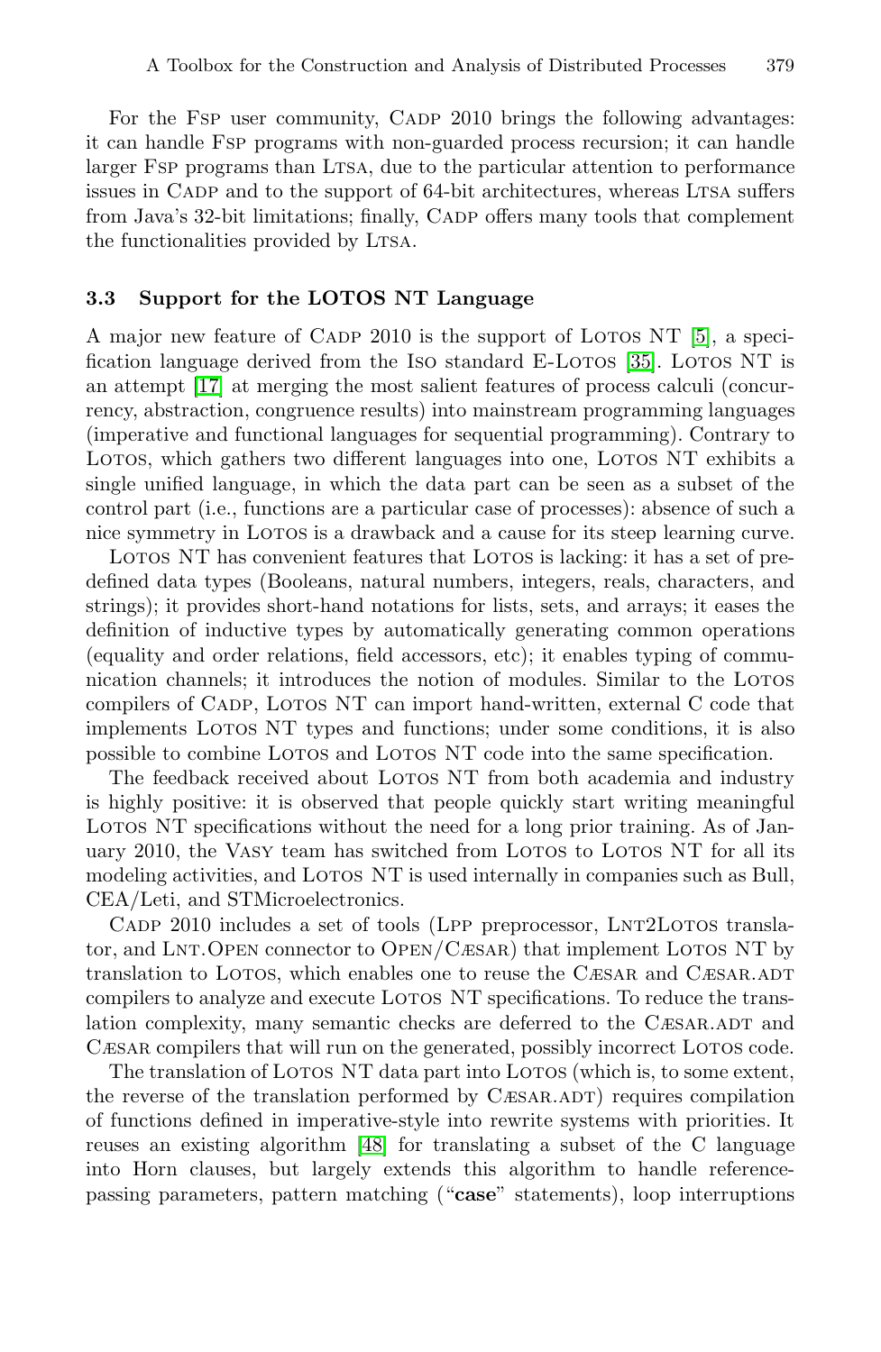For the FSP user community, CADP 2010 brings the following advantages: it can handle FSP programs with non-guarded process recursion; it can handle larger FSP programs than LTSA, due to the particular attention to performance issues in CADP and to the support of 64-bit architectures, whereas LTSA suffers from Java's 32-bit limitations; finally, CADP offers many tools that complement the functionalities provided by LTSA.

### 3.3 Support for the LOTOS NT Language

A major new feature of CADP 2010 is the support of LOTOS NT [5], a specification language derived from the ISO standard E-LOTOS [35]. LOTOS NT is an attempt [17] at merging the most salient features of process calculi (concurrency, abstraction, congruence results) into mainstream programming languages (imperative and functional languages for sequential programming). Contrary to LOTOS, which gathers two different languages into one, LOTOS NT exhibits a single unified language, in which the data part can be seen as a subset of the control part (i.e., functions are a particular case of processes): absence of such a nice symmetry in LOTOS is a drawback and a cause for its steep learning curve.

LOTOS NT has convenient features that LOTOS is lacking: it has a set of predefined data types (Booleans, natural numbers, integers, reals, characters, and strings); it provides short-hand notations for lists, sets, and arrays; it eases the definition of inductive types by automatically generating common operations (equality and order relations, field accessors, etc); it enables typing of communication channels; it introduces the notion of modules. Similar to the LOTOS compilers of CADP, LOTOS NT can import hand-written, external C code that implements LOTOS NT types and functions; under some conditions, it is also possible to combine LOTOS and LOTOS NT code into the same specification.

The feedback received about LOTOS NT from both academia and industry is highly positive: it is observed that people quickly start writing meaningful LOTOS NT specifications without the need for a long prior training. As of January 2010, the VASY team has switched from LOTOS to LOTOS NT for all its modeling activities, and LOTOS NT is used internally in companies such as Bull, CEA/Leti, and STMicroelectronics.

CADP 2010 includes a set of tools (LPP preprocessor, LNT2LOTOS translator, and LNT.OPEN connector to OPEN/CÆSAR) that implement LOTOS NT by translation to LOTOS, which enables one to reuse the CÆSAR and CÆSAR.ADT compilers to analyze and execute LOTOS NT specifications. To reduce the translation complexity, many semantic checks are deferred to the CÆSAR.ADT and CÆSAR compilers that will run on the generated, possibly incorrect LOTOS code.

The translation of LOTOS NT data part into LOTOS (which is, to some extent, the reverse of the translation performed by CÆSAR.ADT) requires compilation of functions defined in imperative-style into rewrite systems with priorities. It reuses an existing algorithm [48] for translating a subset of the C language into Horn clauses, but largely extends this algorithm to handle reference-passing parameters, pattern matching ("**case**" statements), loop interruptions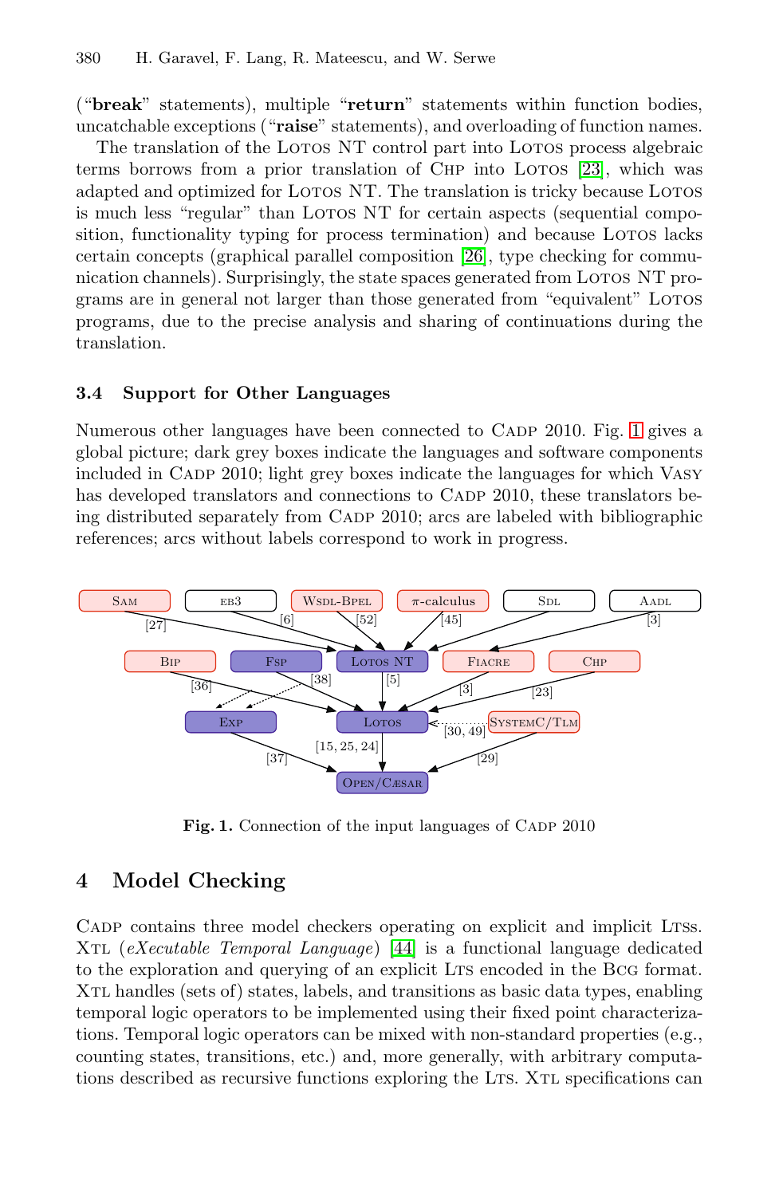("**break**" statements), multiple "**return**" statements within function bodies, uncatchable exceptions ("**raise**" statements), and overloading of function names.

The translation of the LOTOS NT control part into LOTOS process algebraic terms borrows from a prior translation of CHP into LOTOS [23], which was adapted and optimized for LOTOS NT. The translation is tricky because LOTOS is much less "regular" than LOTOS NT for certain aspects (sequential composition, functionality typing for process termination) and because LOTOS lacks certain concepts (graphical parallel composition [26], type checking for communication channels). Surprisingly, the state spaces generated from LOTOS NT programs are in general not larger than those generated from "equivalent" LOTOS programs, due to the precise analysis and sharing of continuations during the translation.

### 3.4 Support for Other Languages

Numerous other languages have been connected to CADP 2010. Fig. 1 gives a global picture; dark grey boxes indicate the languages and software components included in CADP 2010; light grey boxes indicate the languages for which VASY has developed translators and connections to CADP 2010, these translators being distributed separately from CADP 2010; arcs are labeled with bibliographic references; arcs without labels correspond to work in progress.

**Fig. 1.** Connection of the input languages of CADP 2010

## 4 Model Checking

CADP contains three model checkers operating on explicit and implicit LTSs. XTL (*eXecutable Temporal Language*) [44] is a functional language dedicated to the exploration and querying of an explicit LTS encoded in the BCG format. XTL handles (sets of) states, labels, and transitions as basic data types, enabling temporal logic operators to be implemented using their fixed point characterizations. Temporal logic operators can be mixed with non-standard properties (e.g., counting states, transitions, etc.) and, more generally, with arbitrary computations described as recursive functions exploring the LTS. XTL specifications can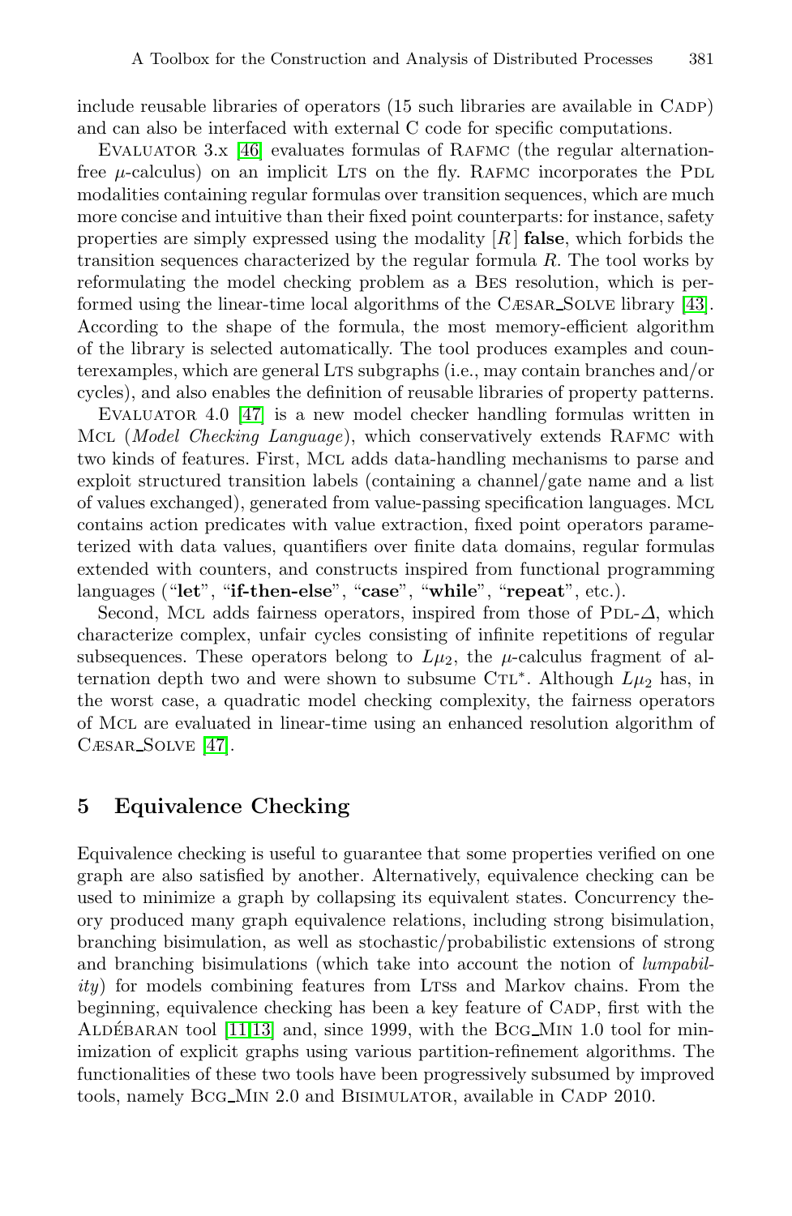include reusable libraries of operators (15 such libraries are available in CADP) and can also be interfaced with external C code for specific computations.

EVALUATOR 3.x [46] evaluates formulas of RAFMC (the regular alternation-free $\mu$-calculus) on an implicit LTS on the fly. RAFMC incorporates the PDL modalities containing regular formulas over transition sequences, which are much more concise and intuitive than their fixed point counterparts: for instance, safety properties are simply expressed using the modality $[R]$ **false**, which forbids the transition sequences characterized by the regular formula $R$. The tool works by reformulating the model checking problem as a BES resolution, which is performed using the linear-time local algorithms of the CÆSAR_SOLVE library [43]. According to the shape of the formula, the most memory-efficient algorithm of the library is selected automatically. The tool produces examples and counterexamples, which are general LTS subgraphs (i.e., may contain branches and/or cycles), and also enables the definition of reusable libraries of property patterns.

EVALUATOR 4.0 [47] is a new model checker handling formulas written in MCL (*Model Checking Language*), which conservatively extends RAFMC with two kinds of features. First, MCL adds data-handling mechanisms to parse and exploit structured transition labels (containing a channel/gate name and a list of values exchanged), generated from value-passing specification languages. MCL contains action predicates with value extraction, fixed point operators parameterized with data values, quantifiers over finite data domains, regular formulas extended with counters, and constructs inspired from functional programming languages ("**let**", "**if-then-else**", "**case**", "**while**", "**repeat**", etc.).

Second, MCL adds fairness operators, inspired from those of PDL-$\Delta$, which characterize complex, unfair cycles consisting of infinite repetitions of regular subsequences. These operators belong to $L\mu_2$, the $\mu$-calculus fragment of alternation depth two and were shown to subsume CTL*. Although $L\mu_2$ has, in the worst case, a quadratic model checking complexity, the fairness operators of MCL are evaluated in linear-time using an enhanced resolution algorithm of CÆSAR_SOLVE [47].

## 5 Equivalence Checking

Equivalence checking is useful to guarantee that some properties verified on one graph are also satisfied by another. Alternatively, equivalence checking can be used to minimize a graph by collapsing its equivalent states. Concurrency theory produced many graph equivalence relations, including strong bisimulation, branching bisimulation, as well as stochastic/probabilistic extensions of strong and branching bisimulations (which take into account the notion of *lumpability*) for models combining features from LTSs and Markov chains. From the beginning, equivalence checking has been a key feature of CADP, first with the ALDÉBARAN tool [11,13] and, since 1999, with the BCG_MIN 1.0 tool for minimization of explicit graphs using various partition-refinement algorithms. The functionalities of these two tools have been progressively subsumed by improved tools, namely BCG_MIN 2.0 and BISIMULATOR, available in CADP 2010.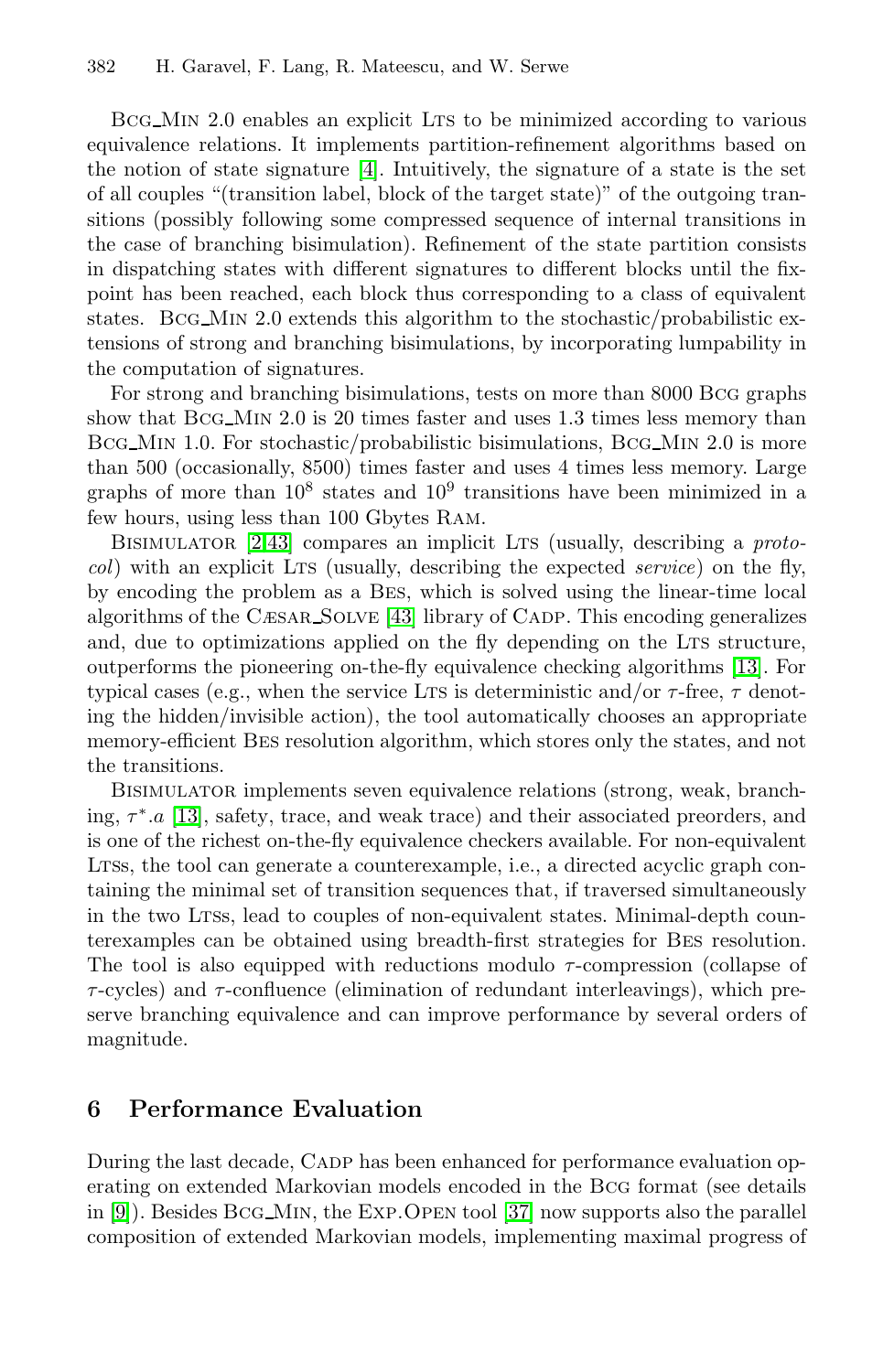BCG_MIN 2.0 enables an explicit LTS to be minimized according to various equivalence relations. It implements partition-refinement algorithms based on the notion of state signature [4]. Intuitively, the signature of a state is the set of all couples "(transition label, block of the target state)" of the outgoing transitions (possibly following some compressed sequence of internal transitions in the case of branching bisimulation). Refinement of the state partition consists in dispatching states with different signatures to different blocks until the fixpoint has been reached, each block thus corresponding to a class of equivalent states. BCG_MIN 2.0 extends this algorithm to the stochastic/probabilistic extensions of strong and branching bisimulations, by incorporating lumpability in the computation of signatures.

For strong and branching bisimulations, tests on more than 8000 BCG graphs show that BCG_MIN 2.0 is 20 times faster and uses 1.3 times less memory than BCG_MIN 1.0. For stochastic/probabilistic bisimulations, BCG_MIN 2.0 is more than 500 (occasionally, 8500) times faster and uses 4 times less memory. Large graphs of more than $10^8$ states and $10^9$ transitions have been minimized in a few hours, using less than 100 Gbytes RAM.

BISIMULATOR [2,43] compares an implicit LTS (usually, describing a *protocol*) with an explicit LTS (usually, describing the expected *service*) on the fly, by encoding the problem as a BES, which is solved using the linear-time local algorithms of the CÆSAR_SOLVE [43] library of CADP. This encoding generalizes and, due to optimizations applied on the fly depending on the LTS structure, outperforms the pioneering on-the-fly equivalence checking algorithms [13]. For typical cases (e.g., when the service LTS is deterministic and/or $\tau$-free, $\tau$ denoting the hidden/invisible action), the tool automatically chooses an appropriate memory-efficient BES resolution algorithm, which stores only the states, and not the transitions.

BISIMULATOR implements seven equivalence relations (strong, weak, branching, $\tau^*.a$ [13], safety, trace, and weak trace) and their associated preorders, and is one of the richest on-the-fly equivalence checkers available. For non-equivalent LTSs, the tool can generate a counterexample, i.e., a directed acyclic graph containing the minimal set of transition sequences that, if traversed simultaneously in the two LTSs, lead to couples of non-equivalent states. Minimal-depth counterexamples can be obtained using breadth-first strategies for BES resolution. The tool is also equipped with reductions modulo $\tau$-compression (collapse of $\tau$-cycles) and $\tau$-confluence (elimination of redundant interleavings), which preserve branching equivalence and can improve performance by several orders of magnitude.

## 6 Performance Evaluation

During the last decade, CADP has been enhanced for performance evaluation operating on extended Markovian models encoded in the BCG format (see details in [9]). Besides BCG_MIN, the EXP.OPEN tool [37] now supports also the parallel composition of extended Markovian models, implementing maximal progress of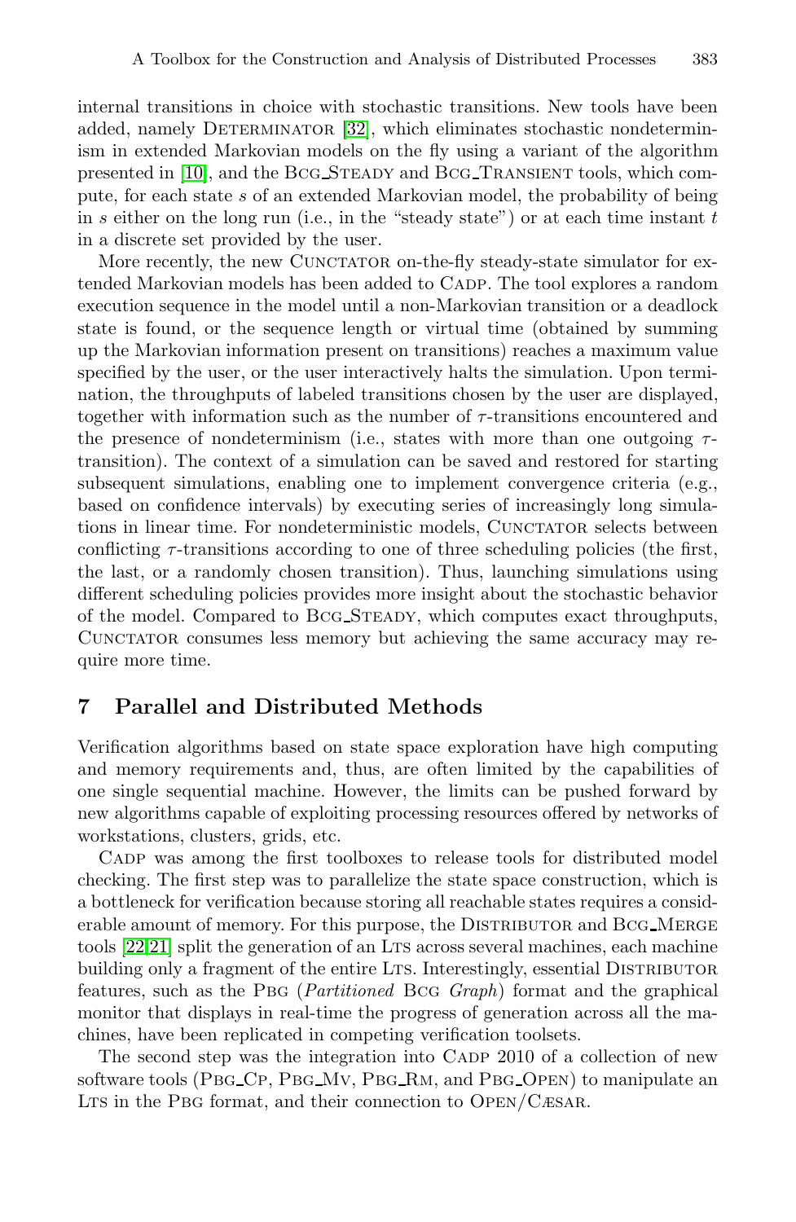internal transitions in choice with stochastic transitions. New tools have been added, namely Determinator [32], which eliminates stochastic nondeterminism in extended Markovian models on the fly using a variant of the algorithm presented in [10], and the Bcg_Steady and Bcg_Transient tools, which compute, for each state $s$ of an extended Markovian model, the probability of being in $s$ either on the long run (i.e., in the "steady state") or at each time instant $t$ in a discrete set provided by the user.

More recently, the new Cunctator on-the-fly steady-state simulator for extended Markovian models has been added to Cadp. The tool explores a random execution sequence in the model until a non-Markovian transition or a deadlock state is found, or the sequence length or virtual time (obtained by summing up the Markovian information present on transitions) reaches a maximum value specified by the user, or the user interactively halts the simulation. Upon termination, the throughputs of labeled transitions chosen by the user are displayed, together with information such as the number of $\tau$-transitions encountered and the presence of nondeterminism (i.e., states with more than one outgoing $\tau$-transition). The context of a simulation can be saved and restored for starting subsequent simulations, enabling one to implement convergence criteria (e.g., based on confidence intervals) by executing series of increasingly long simulations in linear time. For nondeterministic models, Cunctator selects between conflicting $\tau$-transitions according to one of three scheduling policies (the first, the last, or a randomly chosen transition). Thus, launching simulations using different scheduling policies provides more insight about the stochastic behavior of the model. Compared to Bcg_Steady, which computes exact throughputs, Cunctator consumes less memory but achieving the same accuracy may require more time.

## 7 Parallel and Distributed Methods

Verification algorithms based on state space exploration have high computing and memory requirements and, thus, are often limited by the capabilities of one single sequential machine. However, the limits can be pushed forward by new algorithms capable of exploiting processing resources offered by networks of workstations, clusters, grids, etc.

Cadp was among the first toolboxes to release tools for distributed model checking. The first step was to parallelize the state space construction, which is a bottleneck for verification because storing all reachable states requires a considerable amount of memory. For this purpose, the Distributor and Bcg_Merge tools [22,21] split the generation of an Lts across several machines, each machine building only a fragment of the entire Lts. Interestingly, essential Distributor features, such as the Pbg (*Partitioned* Bcg *Graph*) format and the graphical monitor that displays in real-time the progress of generation across all the machines, have been replicated in competing verification toolsets.

The second step was the integration into Cadp 2010 of a collection of new software tools (Pbg_Cp, Pbg_Mv, Pbg_Rm, and Pbg_Open) to manipulate an Lts in the Pbg format, and their connection to Open/Cæsar.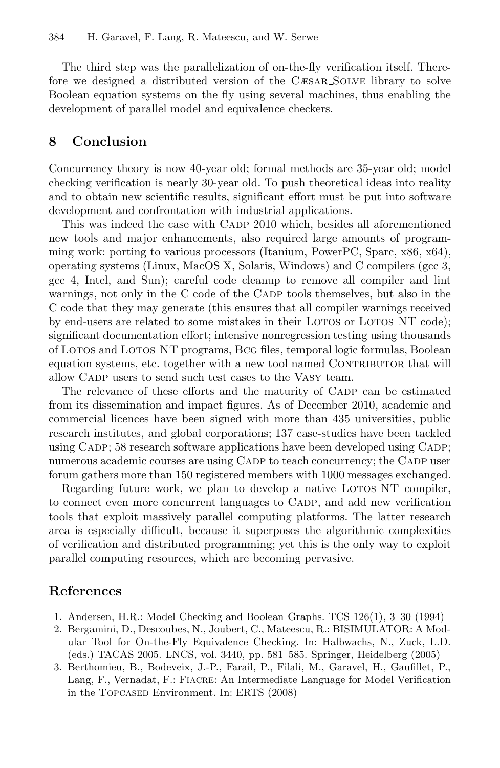The third step was the parallelization of on-the-fly verification itself. Therefore we designed a distributed version of the Cæsar_Solve library to solve Boolean equation systems on the fly using several machines, thus enabling the development of parallel model and equivalence checkers.

## 8 Conclusion

Concurrency theory is now 40-year old; formal methods are 35-year old; model checking verification is nearly 30-year old. To push theoretical ideas into reality and to obtain new scientific results, significant effort must be put into software development and confrontation with industrial applications.

This was indeed the case with Cadp 2010 which, besides all aforementioned new tools and major enhancements, also required large amounts of programming work: porting to various processors (Itanium, PowerPC, Sparc, x86, x64), operating systems (Linux, MacOS X, Solaris, Windows) and C compilers (gcc 3, gcc 4, Intel, and Sun); careful code cleanup to remove all compiler and lint warnings, not only in the C code of the Cadp tools themselves, but also in the C code that they may generate (this ensures that all compiler warnings received by end-users are related to some mistakes in their Lotos or Lotos NT code); significant documentation effort; intensive nonregression testing using thousands of Lotos and Lotos NT programs, Bcg files, temporal logic formulas, Boolean equation systems, etc. together with a new tool named Contributor that will allow Cadp users to send such test cases to the Vasy team.

The relevance of these efforts and the maturity of Cadp can be estimated from its dissemination and impact figures. As of December 2010, academic and commercial licences have been signed with more than 435 universities, public research institutes, and global corporations; 137 case-studies have been tackled using Cadp; 58 research software applications have been developed using Cadp; numerous academic courses are using Cadp to teach concurrency; the Cadp user forum gathers more than 150 registered members with 1000 messages exchanged.

Regarding future work, we plan to develop a native Lotos NT compiler, to connect even more concurrent languages to Cadp, and add new verification tools that exploit massively parallel computing platforms. The latter research area is especially difficult, because it superposes the algorithmic complexities of verification and distributed programming; yet this is the only way to exploit parallel computing resources, which are becoming pervasive.

## References

1. Andersen, H.R.: Model Checking and Boolean Graphs. TCS 126(1), 3–30 (1994)
2. Bergamini, D., Descoubes, N., Joubert, C., Mateescu, R.: BISIMULATOR: A Modular Tool for On-the-Fly Equivalence Checking. In: Halbwachs, N., Zuck, L.D. (eds.) TACAS 2005. LNCS, vol. 3440, pp. 581–585. Springer, Heidelberg (2005)
3. Berthomieu, B., Bodeveix, J.-P., Farail, P., Filali, M., Garavel, H., Gaufillet, P., Lang, F., Vernadat, F.: Fiacre: An Intermediate Language for Model Verification in the Topcased Environment. In: ERTS (2008)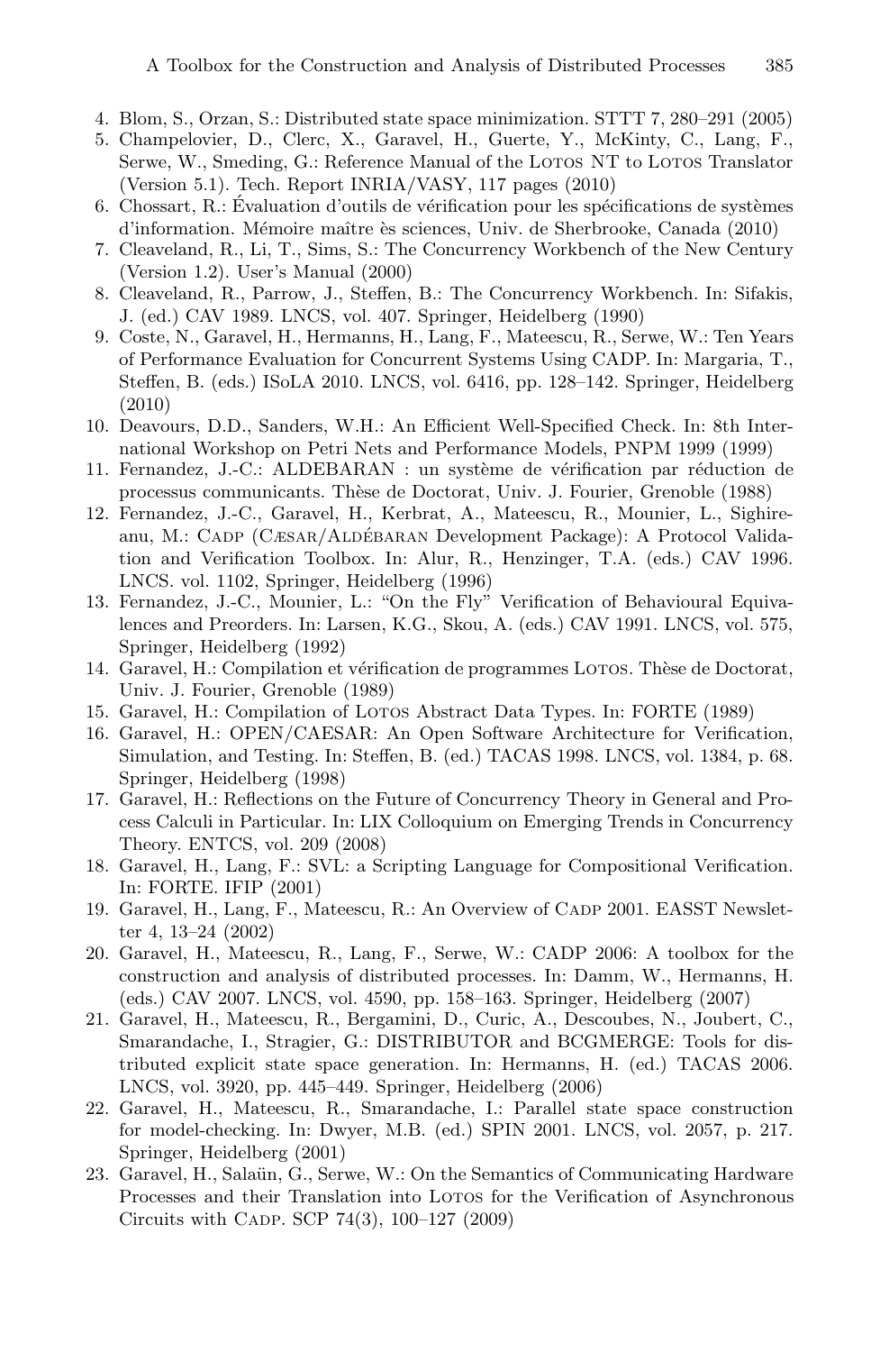4. Blom, S., Orzan, S.: Distributed state space minimization. STTT 7, 280–291 (2005)
5. Champelovier, D., Clerc, X., Garavel, H., Guerte, Y., McKinty, C., Lang, F., Serwe, W., Smeding, G.: Reference Manual of the Lotos NT to Lotos Translator (Version 5.1). Tech. Report INRIA/VASY, 117 pages (2010)
6. Chossart, R.: Évaluation d'outils de vérification pour les spécifications de systèmes d'information. Mémoire maître ès sciences, Univ. de Sherbrooke, Canada (2010)
7. Cleaveland, R., Li, T., Sims, S.: The Concurrency Workbench of the New Century (Version 1.2). User's Manual (2000)
8. Cleaveland, R., Parrow, J., Steffen, B.: The Concurrency Workbench. In: Sifakis, J. (ed.) CAV 1989. LNCS, vol. 407. Springer, Heidelberg (1990)
9. Coste, N., Garavel, H., Hermanns, H., Lang, F., Mateescu, R., Serwe, W.: Ten Years of Performance Evaluation for Concurrent Systems Using CADP. In: Margaria, T., Steffen, B. (eds.) ISoLA 2010. LNCS, vol. 6416, pp. 128–142. Springer, Heidelberg (2010)
10. Deavours, D.D., Sanders, W.H.: An Efficient Well-Specified Check. In: 8th International Workshop on Petri Nets and Performance Models, PNPM 1999 (1999)
11. Fernandez, J.-C.: ALDEBARAN : un système de vérification par réduction de processus communicants. Thèse de Doctorat, Univ. J. Fourier, Grenoble (1988)
12. Fernandez, J.-C., Garavel, H., Kerbrat, A., Mateescu, R., Mounier, L., Sighireanu, M.: Cadp (Cæsar/Aldébaran Development Package): A Protocol Validation and Verification Toolbox. In: Alur, R., Henzinger, T.A. (eds.) CAV 1996. LNCS. vol. 1102, Springer, Heidelberg (1996)
13. Fernandez, J.-C., Mounier, L.: "On the Fly" Verification of Behavioural Equivalences and Preorders. In: Larsen, K.G., Skou, A. (eds.) CAV 1991. LNCS, vol. 575, Springer, Heidelberg (1992)
14. Garavel, H.: Compilation et vérification de programmes Lotos. Thèse de Doctorat, Univ. J. Fourier, Grenoble (1989)
15. Garavel, H.: Compilation of Lotos Abstract Data Types. In: FORTE (1989)
16. Garavel, H.: OPEN/CAESAR: An Open Software Architecture for Verification, Simulation, and Testing. In: Steffen, B. (ed.) TACAS 1998. LNCS, vol. 1384, p. 68. Springer, Heidelberg (1998)
17. Garavel, H.: Reflections on the Future of Concurrency Theory in General and Process Calculi in Particular. In: LIX Colloquium on Emerging Trends in Concurrency Theory. ENTCS, vol. 209 (2008)
18. Garavel, H., Lang, F.: SVL: a Scripting Language for Compositional Verification. In: FORTE. IFIP (2001)
19. Garavel, H., Lang, F., Mateescu, R.: An Overview of Cadp 2001. EASST Newsletter 4, 13–24 (2002)
20. Garavel, H., Mateescu, R., Lang, F., Serwe, W.: CADP 2006: A toolbox for the construction and analysis of distributed processes. In: Damm, W., Hermanns, H. (eds.) CAV 2007. LNCS, vol. 4590, pp. 158–163. Springer, Heidelberg (2007)
21. Garavel, H., Mateescu, R., Bergamini, D., Curic, A., Descoubes, N., Joubert, C., Smarandache, I., Stragier, G.: DISTRIBUTOR and BCGMERGE: Tools for distributed explicit state space generation. In: Hermanns, H. (ed.) TACAS 2006. LNCS, vol. 3920, pp. 445–449. Springer, Heidelberg (2006)
22. Garavel, H., Mateescu, R., Smarandache, I.: Parallel state space construction for model-checking. In: Dwyer, M.B. (ed.) SPIN 2001. LNCS, vol. 2057, p. 217. Springer, Heidelberg (2001)
23. Garavel, H., Salaün, G., Serwe, W.: On the Semantics of Communicating Hardware Processes and their Translation into Lotos for the Verification of Asynchronous Circuits with Cadp. SCP 74(3), 100–127 (2009)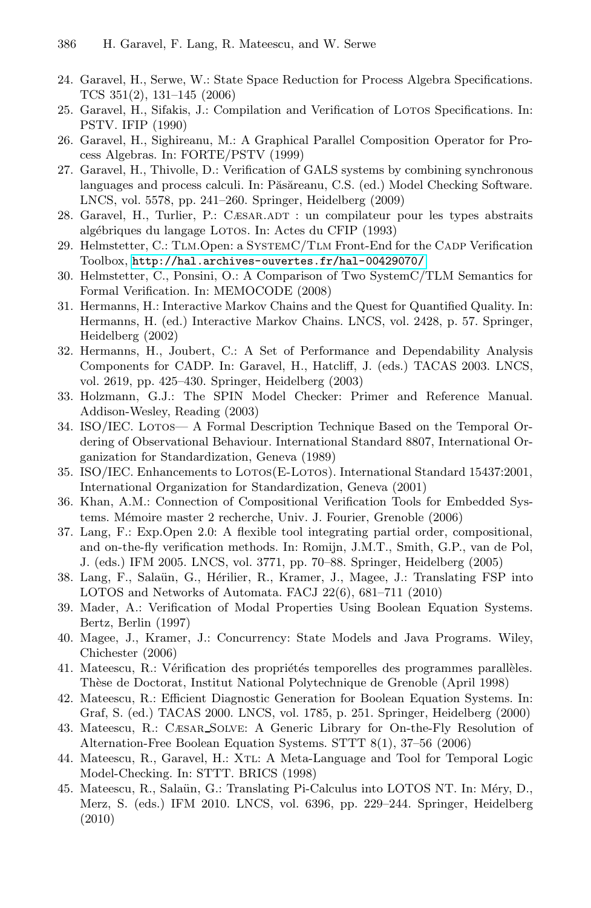24. Garavel, H., Serwe, W.: State Space Reduction for Process Algebra Specifications. TCS 351(2), 131–145 (2006)
25. Garavel, H., Sifakis, J.: Compilation and Verification of Lotos Specifications. In: PSTV. IFIP (1990)
26. Garavel, H., Sighireanu, M.: A Graphical Parallel Composition Operator for Process Algebras. In: FORTE/PSTV (1999)
27. Garavel, H., Thivolle, D.: Verification of GALS systems by combining synchronous languages and process calculi. In: Păsăreanu, C.S. (ed.) Model Checking Software. LNCS, vol. 5578, pp. 241–260. Springer, Heidelberg (2009)
28. Garavel, H., Turlier, P.: Cæsar.adt : un compilateur pour les types abstraits algébriques du langage Lotos. In: Actes du CFIP (1993)
29. Helmstetter, C.: Tlm.Open: a SystemC/Tlm Front-End for the Cadp Verification Toolbox, http://hal.archives-ouvertes.fr/hal-00429070/
30. Helmstetter, C., Ponsini, O.: A Comparison of Two SystemC/TLM Semantics for Formal Verification. In: MEMOCODE (2008)
31. Hermanns, H.: Interactive Markov Chains and the Quest for Quantified Quality. In: Hermanns, H. (ed.) Interactive Markov Chains. LNCS, vol. 2428, p. 57. Springer, Heidelberg (2002)
32. Hermanns, H., Joubert, C.: A Set of Performance and Dependability Analysis Components for CADP. In: Garavel, H., Hatcliff, J. (eds.) TACAS 2003. LNCS, vol. 2619, pp. 425–430. Springer, Heidelberg (2003)
33. Holzmann, G.J.: The SPIN Model Checker: Primer and Reference Manual. Addison-Wesley, Reading (2003)
34. ISO/IEC. Lotos— A Formal Description Technique Based on the Temporal Ordering of Observational Behaviour. International Standard 8807, International Organization for Standardization, Geneva (1989)
35. ISO/IEC. Enhancements to Lotos(E-Lotos). International Standard 15437:2001, International Organization for Standardization, Geneva (2001)
36. Khan, A.M.: Connection of Compositional Verification Tools for Embedded Systems. Mémoire master 2 recherche, Univ. J. Fourier, Grenoble (2006)
37. Lang, F.: Exp.Open 2.0: A flexible tool integrating partial order, compositional, and on-the-fly verification methods. In: Romijn, J.M.T., Smith, G.P., van de Pol, J. (eds.) IFM 2005. LNCS, vol. 3771, pp. 70–88. Springer, Heidelberg (2005)
38. Lang, F., Salaün, G., Hérilier, R., Kramer, J., Magee, J.: Translating FSP into LOTOS and Networks of Automata. FACJ 22(6), 681–711 (2010)
39. Mader, A.: Verification of Modal Properties Using Boolean Equation Systems. Bertz, Berlin (1997)
40. Magee, J., Kramer, J.: Concurrency: State Models and Java Programs. Wiley, Chichester (2006)
41. Mateescu, R.: Vérification des propriétés temporelles des programmes parallèles. Thèse de Doctorat, Institut National Polytechnique de Grenoble (April 1998)
42. Mateescu, R.: Efficient Diagnostic Generation for Boolean Equation Systems. In: Graf, S. (ed.) TACAS 2000. LNCS, vol. 1785, p. 251. Springer, Heidelberg (2000)
43. Mateescu, R.: Cæsar_Solve: A Generic Library for On-the-Fly Resolution of Alternation-Free Boolean Equation Systems. STTT 8(1), 37–56 (2006)
44. Mateescu, R., Garavel, H.: Xtl: A Meta-Language and Tool for Temporal Logic Model-Checking. In: STTT. BRICS (1998)
45. Mateescu, R., Salaün, G.: Translating Pi-Calculus into LOTOS NT. In: Méry, D., Merz, S. (eds.) IFM 2010. LNCS, vol. 6396, pp. 229–244. Springer, Heidelberg (2010)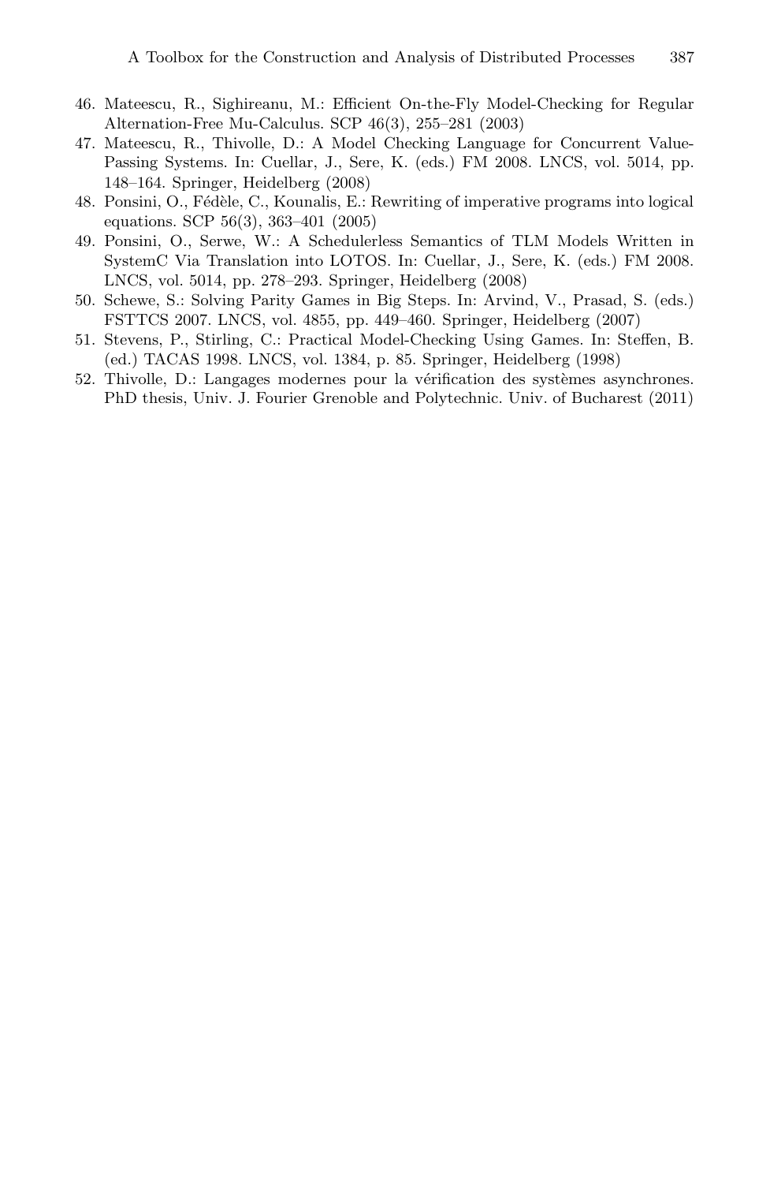46. Mateescu, R., Sighireanu, M.: Efficient On-the-Fly Model-Checking for Regular Alternation-Free Mu-Calculus. SCP 46(3), 255–281 (2003)
47. Mateescu, R., Thivolle, D.: A Model Checking Language for Concurrent Value-Passing Systems. In: Cuellar, J., Sere, K. (eds.) FM 2008. LNCS, vol. 5014, pp. 148–164. Springer, Heidelberg (2008)
48. Ponsini, O., Fédèle, C., Kounalis, E.: Rewriting of imperative programs into logical equations. SCP 56(3), 363–401 (2005)
49. Ponsini, O., Serwe, W.: A Schedulerless Semantics of TLM Models Written in SystemC Via Translation into LOTOS. In: Cuellar, J., Sere, K. (eds.) FM 2008. LNCS, vol. 5014, pp. 278–293. Springer, Heidelberg (2008)
50. Schewe, S.: Solving Parity Games in Big Steps. In: Arvind, V., Prasad, S. (eds.) FSTTCS 2007. LNCS, vol. 4855, pp. 449–460. Springer, Heidelberg (2007)
51. Stevens, P., Stirling, C.: Practical Model-Checking Using Games. In: Steffen, B. (ed.) TACAS 1998. LNCS, vol. 1384, p. 85. Springer, Heidelberg (1998)
52. Thivolle, D.: Langages modernes pour la vérification des systèmes asynchrones. PhD thesis, Univ. J. Fourier Grenoble and Polytechnic. Univ. of Bucharest (2011)